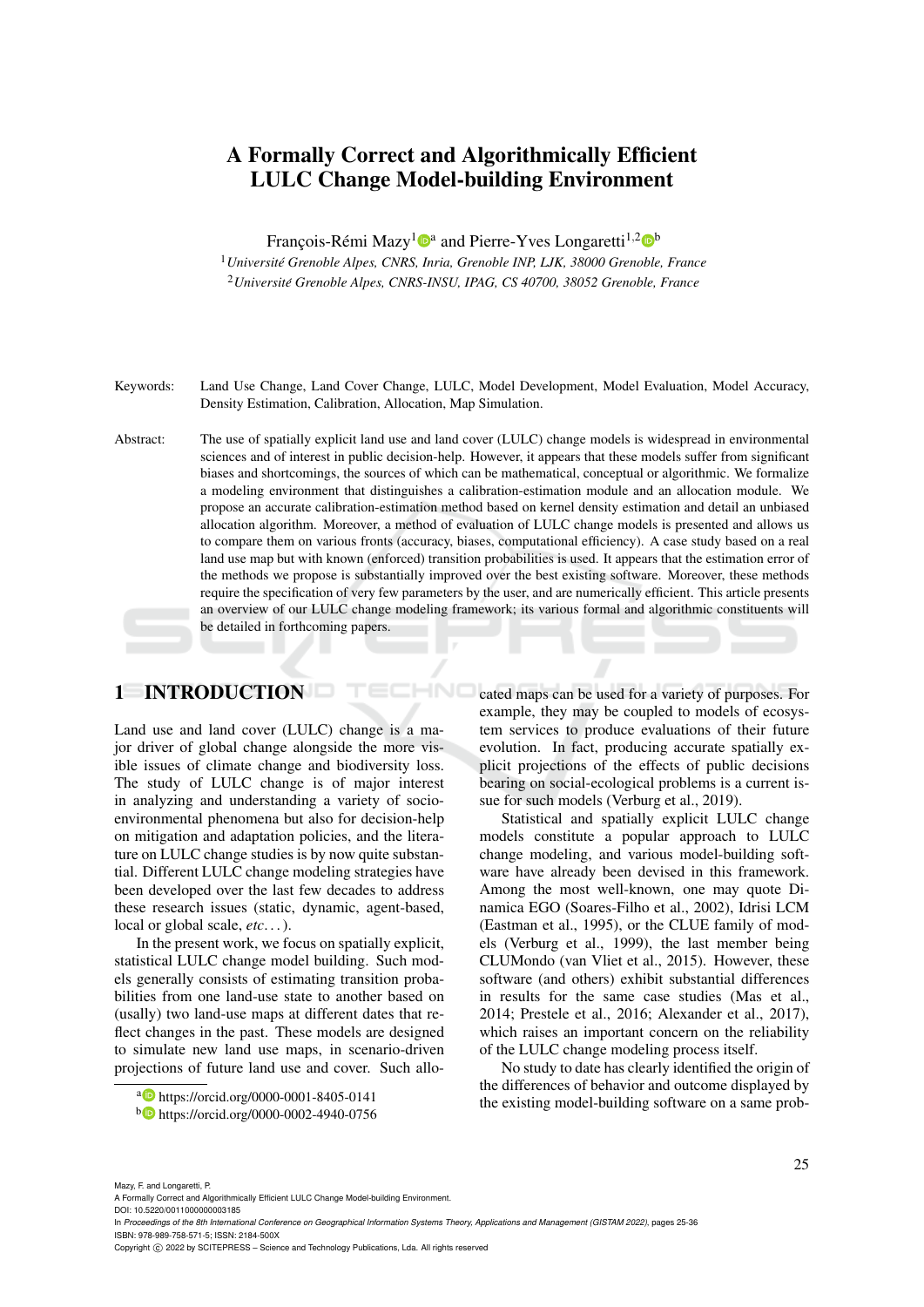# A Formally Correct and Algorithmically Efficient LULC Change Model-building Environment

François-Rémi Mazy[1] [a] and Pierre-Yves Longaretti[1,2] [b]

[1] *Université Grenoble Alpes, CNRS, Inria, Grenoble INP, LJK, 38000 Grenoble, France*
[2] *Université Grenoble Alpes, CNRS-INSU, IPAG, CS 40700, 38052 Grenoble, France*

Keywords: Land Use Change, Land Cover Change, LULC, Model Development, Model Evaluation, Model Accuracy, Density Estimation, Calibration, Allocation, Map Simulation.

Abstract: The use of spatially explicit land use and land cover (LULC) change models is widespread in environmental sciences and of interest in public decision-help. However, it appears that these models suffer from significant biases and shortcomings, the sources of which can be mathematical, conceptual or algorithmic. We formalize a modeling environment that distinguishes a calibration-estimation module and an allocation module. We propose an accurate calibration-estimation method based on kernel density estimation and detail an unbiased allocation algorithm. Moreover, a method of evaluation of LULC change models is presented and allows us to compare them on various fronts (accuracy, biases, computational efficiency). A case study based on a real land use map but with known (enforced) transition probabilities is used. It appears that the estimation error of the methods we propose is substantially improved over the best existing software. Moreover, these methods require the specification of very few parameters by the user, and are numerically efficient. This article presents an overview of our LULC change modeling framework; its various formal and algorithmic constituents will be detailed in forthcoming papers.

## 1 INTRODUCTION

Land use and land cover (LULC) change is a major driver of global change alongside the more visible issues of climate change and biodiversity loss. The study of LULC change is of major interest in analyzing and understanding a variety of socio-environmental phenomena but also for decision-help on mitigation and adaptation policies, and the literature on LULC change studies is by now quite substantial. Different LULC change modeling strategies have been developed over the last few decades to address these research issues (static, dynamic, agent-based, local or global scale, *etc*. . . ).

In the present work, we focus on spatially explicit, statistical LULC change model building. Such models generally consists of estimating transition probabilities from one land-use state to another based on (usally) two land-use maps at different dates that reflect changes in the past. These models are designed to simulate new land use maps, in scenario-driven projections of future land use and cover. Such allocated maps can be used for a variety of purposes. For example, they may be coupled to models of ecosystem services to produce evaluations of their future evolution. In fact, producing accurate spatially explicit projections of the effects of public decisions bearing on social-ecological problems is a current issue for such models (Verburg et al., 2019).

Statistical and spatially explicit LULC change models constitute a popular approach to LULC change modeling, and various model-building software have already been devised in this framework. Among the most well-known, one may quote Dinamica EGO (Soares-Filho et al., 2002), Idrisi LCM (Eastman et al., 1995), or the CLUE family of models (Verburg et al., 1999), the last member being CLUMondo (van Vliet et al., 2015). However, these software (and others) exhibit substantial differences in results for the same case studies (Mas et al., 2014; Prestele et al., 2016; Alexander et al., 2017), which raises an important concern on the reliability of the LULC change modeling process itself.

No study to date has clearly identified the origin of the differences of behavior and outcome displayed by the existing model-building software on a same prob-

[a] https://orcid.org/0000-0001-8405-0141
[b] https://orcid.org/0000-0002-4940-0756

Mazy, F. and Longaretti, P.
A Formally Correct and Algorithmically Efficient LULC Change Model-building Environment.
DOI: 10.5220/0011000000003185
In *Proceedings of the 8th International Conference on Geographical Information Systems Theory, Applications and Management (GISTAM 2022)*, pages 25-36
ISBN: 978-989-758-571-5; ISSN: 2184-500X
Copyright © 2022 by SCITEPRESS – Science and Technology Publications, Lda. All rights reserved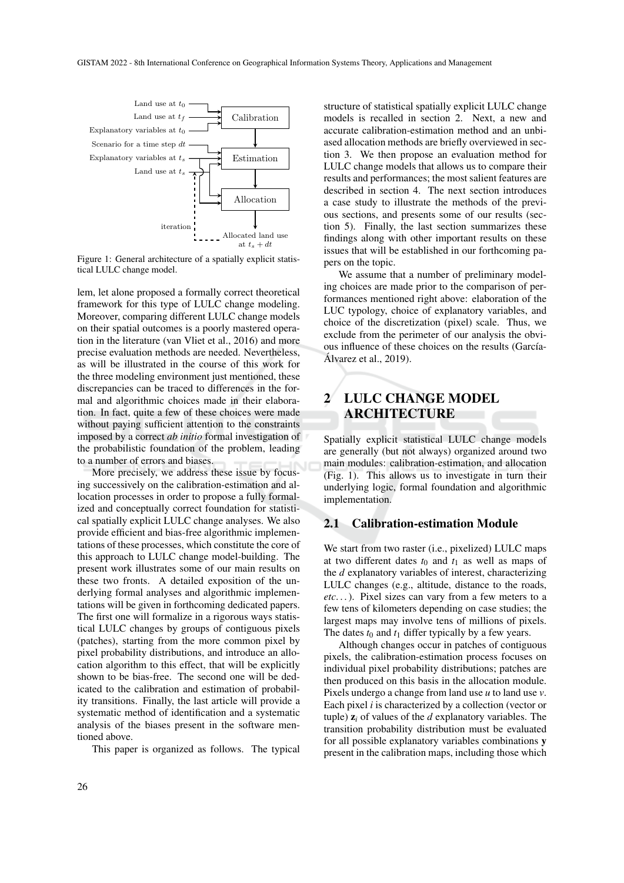Figure 1: General architecture of a spatially explicit statistical LULC change model.

lem, let alone proposed a formally correct theoretical framework for this type of LULC change modeling. Moreover, comparing different LULC change models on their spatial outcomes is a poorly mastered operation in the literature (van Vliet et al., 2016) and more precise evaluation methods are needed. Nevertheless, as will be illustrated in the course of this work for the three modeling environment just mentioned, these discrepancies can be traced to differences in the formal and algorithmic choices made in their elaboration. In fact, quite a few of these choices were made without paying sufficient attention to the constraints imposed by a correct *ab initio* formal investigation of the probabilistic foundation of the problem, leading to a number of errors and biases.

More precisely, we address these issue by focusing successively on the calibration-estimation and allocation processes in order to propose a fully formalized and conceptually correct foundation for statistical spatially explicit LULC change analyses. We also provide efficient and bias-free algorithmic implementations of these processes, which constitute the core of this approach to LULC change model-building. The present work illustrates some of our main results on these two fronts. A detailed exposition of the underlying formal analyses and algorithmic implementations will be given in forthcoming dedicated papers. The first one will formalize in a rigorous ways statistical LULC changes by groups of contiguous pixels (patches), starting from the more common pixel by pixel probability distributions, and introduce an allocation algorithm to this effect, that will be explicitly shown to be bias-free. The second one will be dedicated to the calibration and estimation of probability transitions. Finally, the last article will provide a systematic method of identification and a systematic analysis of the biases present in the software mentioned above.

This paper is organized as follows. The typical structure of statistical spatially explicit LULC change models is recalled in section 2. Next, a new and accurate calibration-estimation method and an unbiased allocation methods are briefly overviewed in section 3. We then propose an evaluation method for LULC change models that allows us to compare their results and performances; the most salient features are described in section 4. The next section introduces a case study to illustrate the methods of the previous sections, and presents some of our results (section 5). Finally, the last section summarizes these findings along with other important results on these issues that will be established in our forthcoming papers on the topic.

We assume that a number of preliminary modeling choices are made prior to the comparison of performances mentioned right above: elaboration of the LUC typology, choice of explanatory variables, and choice of the discretization (pixel) scale. Thus, we exclude from the perimeter of our analysis the obvious influence of these choices on the results (García-Álvarez et al., 2019).

## 2 LULC CHANGE MODEL ARCHITECTURE

Spatially explicit statistical LULC change models are generally (but not always) organized around two main modules: calibration-estimation, and allocation (Fig. 1). This allows us to investigate in turn their underlying logic, formal foundation and algorithmic implementation.

### 2.1 Calibration-estimation Module

We start from two raster (i.e., pixelized) LULC maps at two different dates $t_0$ and $t_1$ as well as maps of the $d$ explanatory variables of interest, characterizing LULC changes (e.g., altitude, distance to the roads, *etc.*. . . ). Pixel sizes can vary from a few meters to a few tens of kilometers depending on case studies; the largest maps may involve tens of millions of pixels. The dates $t_0$ and $t_1$ differ typically by a few years.

Although changes occur in patches of contiguous pixels, the calibration-estimation process focuses on individual pixel probability distributions; patches are then produced on this basis in the allocation module. Pixels undergo a change from land use $u$ to land use $v$. Each pixel $i$ is characterized by a collection (vector or tuple) $\mathbf{z}_i$ of values of the $d$ explanatory variables. The transition probability distribution must be evaluated for all possible explanatory variables combinations $\mathbf{y}$ present in the calibration maps, including those which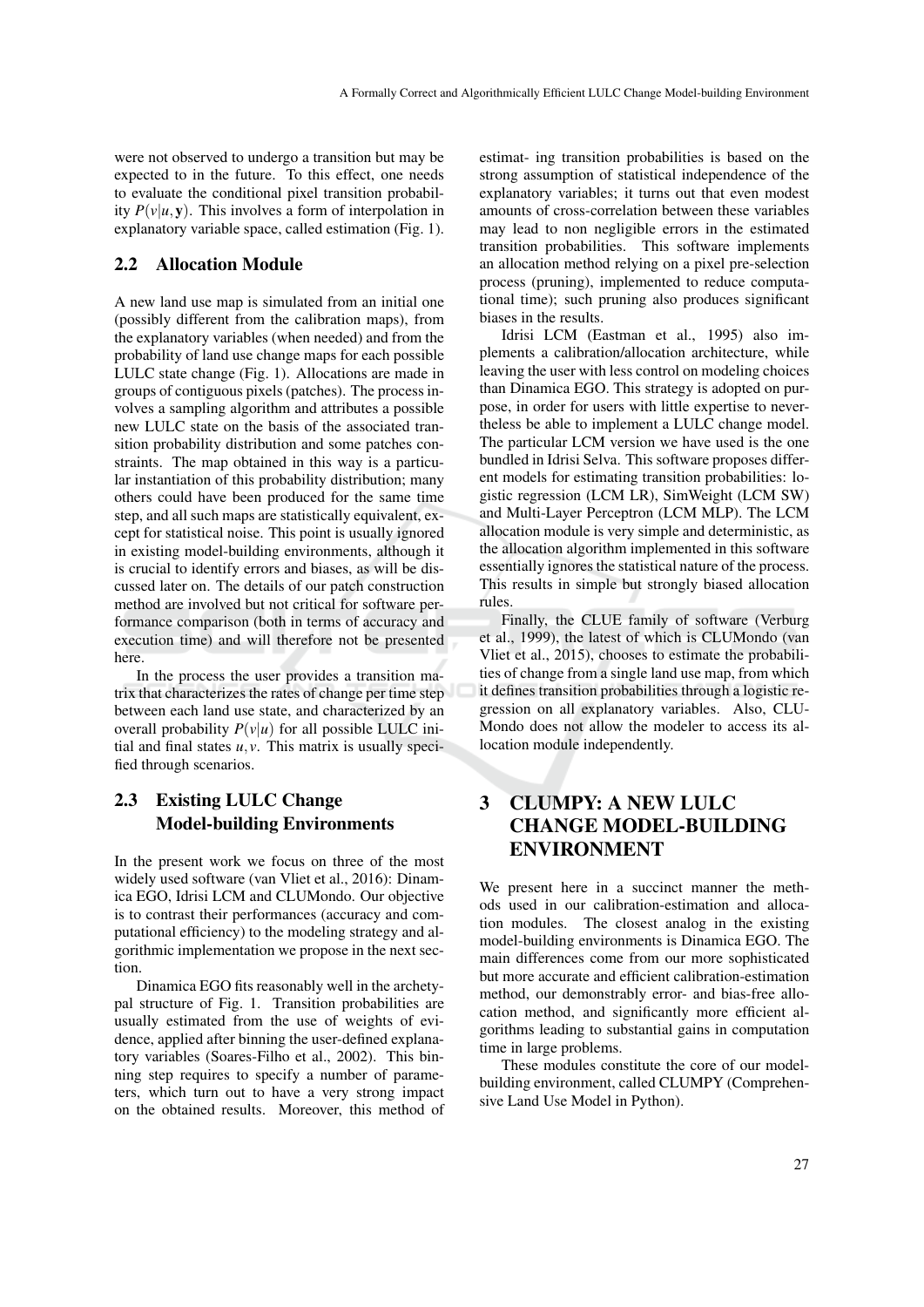were not observed to undergo a transition but may be expected to in the future. To this effect, one needs to evaluate the conditional pixel transition probability $P(v|u,\mathbf{y})$. This involves a form of interpolation in explanatory variable space, called estimation (Fig. 1).

## 2.2 Allocation Module

A new land use map is simulated from an initial one (possibly different from the calibration maps), from the explanatory variables (when needed) and from the probability of land use change maps for each possible LULC state change (Fig. 1). Allocations are made in groups of contiguous pixels (patches). The process involves a sampling algorithm and attributes a possible new LULC state on the basis of the associated transition probability distribution and some patches constraints. The map obtained in this way is a particular instantiation of this probability distribution; many others could have been produced for the same time step, and all such maps are statistically equivalent, except for statistical noise. This point is usually ignored in existing model-building environments, although it is crucial to identify errors and biases, as will be discussed later on. The details of our patch construction method are involved but not critical for software performance comparison (both in terms of accuracy and execution time) and will therefore not be presented here.

In the process the user provides a transition matrix that characterizes the rates of change per time step between each land use state, and characterized by an overall probability $P(v|u)$ for all possible LULC initial and final states $u,v$. This matrix is usually specified through scenarios.

## 2.3 Existing LULC Change Model-building Environments

In the present work we focus on three of the most widely used software (van Vliet et al., 2016): Dinamica EGO, Idrisi LCM and CLUMondo. Our objective is to contrast their performances (accuracy and computational efficiency) to the modeling strategy and algorithmic implementation we propose in the next section.

Dinamica EGO fits reasonably well in the archetypal structure of Fig. 1. Transition probabilities are usually estimated from the use of weights of evidence, applied after binning the user-defined explanatory variables (Soares-Filho et al., 2002). This binning step requires to specify a number of parameters, which turn out to have a very strong impact on the obtained results. Moreover, this method of estimat- ing transition probabilities is based on the strong assumption of statistical independence of the explanatory variables; it turns out that even modest amounts of cross-correlation between these variables may lead to non negligible errors in the estimated transition probabilities. This software implements an allocation method relying on a pixel pre-selection process (pruning), implemented to reduce computational time); such pruning also produces significant biases in the results.

Idrisi LCM (Eastman et al., 1995) also implements a calibration/allocation architecture, while leaving the user with less control on modeling choices than Dinamica EGO. This strategy is adopted on purpose, in order for users with little expertise to nevertheless be able to implement a LULC change model. The particular LCM version we have used is the one bundled in Idrisi Selva. This software proposes different models for estimating transition probabilities: logistic regression (LCM LR), SimWeight (LCM SW) and Multi-Layer Perceptron (LCM MLP). The LCM allocation module is very simple and deterministic, as the allocation algorithm implemented in this software essentially ignores the statistical nature of the process. This results in simple but strongly biased allocation rules.

Finally, the CLUE family of software (Verburg et al., 1999), the latest of which is CLUMondo (van Vliet et al., 2015), chooses to estimate the probabilities of change from a single land use map, from which it defines transition probabilities through a logistic regression on all explanatory variables. Also, CLUMondo does not allow the modeler to access its allocation module independently.

# 3 CLUMPY: A NEW LULC CHANGE MODEL-BUILDING ENVIRONMENT

We present here in a succinct manner the methods used in our calibration-estimation and allocation modules. The closest analog in the existing model-building environments is Dinamica EGO. The main differences come from our more sophisticated but more accurate and efficient calibration-estimation method, our demonstrably error- and bias-free allocation method, and significantly more efficient algorithms leading to substantial gains in computation time in large problems.

These modules constitute the core of our model-building environment, called CLUMPY (Comprehensive Land Use Model in Python).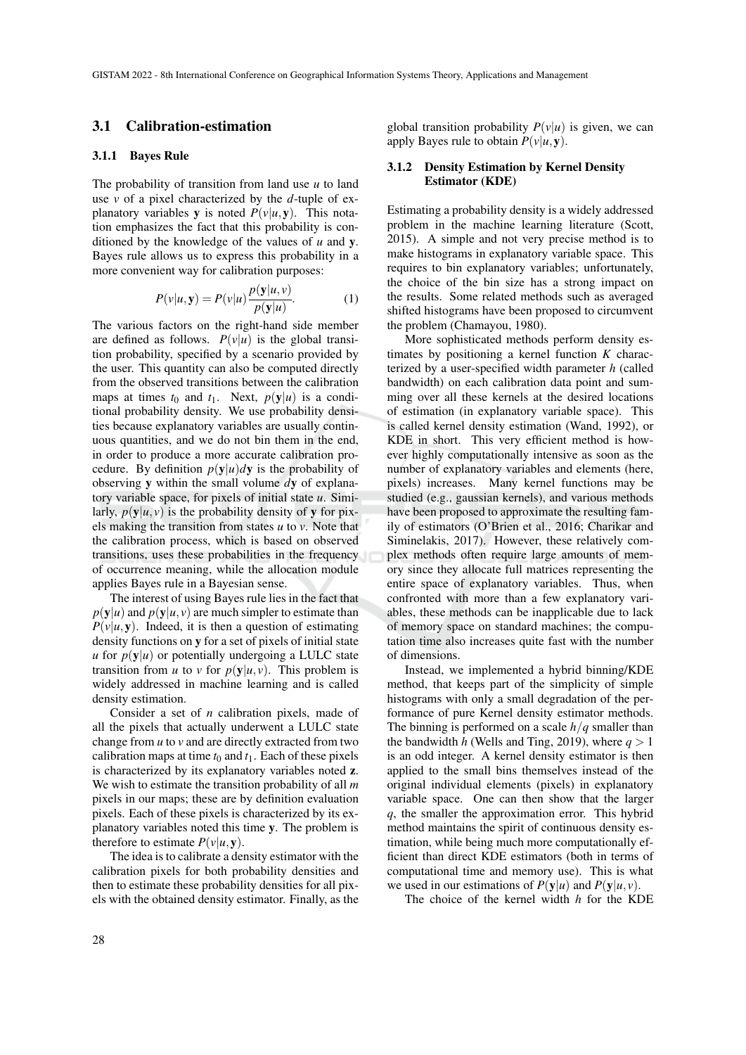## 3.1 Calibration-estimation

### 3.1.1 Bayes Rule

The probability of transition from land use $u$ to land use $v$ of a pixel characterized by the $d$-tuple of explanatory variables $\mathbf{y}$ is noted $P(v|u,\mathbf{y})$. This notation emphasizes the fact that this probability is conditioned by the knowledge of the values of $u$ and $\mathbf{y}$. Bayes rule allows us to express this probability in a more convenient way for calibration purposes:

$$P(v|u,\mathbf{y}) = P(v|u)\frac{p(\mathbf{y}|u,v)}{p(\mathbf{y}|u)}. \tag{1}$$

The various factors on the right-hand side member are defined as follows. $P(v|u)$ is the global transition probability, specified by a scenario provided by the user. This quantity can also be computed directly from the observed transitions between the calibration maps at times $t_0$ and $t_1$. Next, $p(\mathbf{y}|u)$ is a conditional probability density. We use probability densities because explanatory variables are usually continuous quantities, and we do not bin them in the end, in order to produce a more accurate calibration procedure. By definition $p(\mathbf{y}|u)d\mathbf{y}$ is the probability of observing $\mathbf{y}$ within the small volume $d\mathbf{y}$ of explanatory variable space, for pixels of initial state $u$. Similarly, $p(\mathbf{y}|u,v)$ is the probability density of $\mathbf{y}$ for pixels making the transition from states $u$ to $v$. Note that the calibration process, which is based on observed transitions, uses these probabilities in the frequency of occurrence meaning, while the allocation module applies Bayes rule in a Bayesian sense.

The interest of using Bayes rule lies in the fact that $p(\mathbf{y}|u)$ and $p(\mathbf{y}|u,v)$ are much simpler to estimate than $P(v|u,\mathbf{y})$. Indeed, it is then a question of estimating density functions on $\mathbf{y}$ for a set of pixels of initial state $u$ for $p(\mathbf{y}|u)$ or potentially undergoing a LULC state transition from $u$ to $v$ for $p(\mathbf{y}|u,v)$. This problem is widely addressed in machine learning and is called density estimation.

Consider a set of $n$ calibration pixels, made of all the pixels that actually underwent a LULC state change from $u$ to $v$ and are directly extracted from two calibration maps at time $t_0$ and $t_1$. Each of these pixels is characterized by its explanatory variables noted $\mathbf{z}$. We wish to estimate the transition probability of all $m$ pixels in our maps; these are by definition evaluation pixels. Each of these pixels is characterized by its explanatory variables noted this time $\mathbf{y}$. The problem is therefore to estimate $P(v|u,\mathbf{y})$.

The idea is to calibrate a density estimator with the calibration pixels for both probability densities and then to estimate these probability densities for all pixels with the obtained density estimator. Finally, as the global transition probability $P(v|u)$ is given, we can apply Bayes rule to obtain $P(v|u,\mathbf{y})$.

### 3.1.2 Density Estimation by Kernel Density Estimator (KDE)

Estimating a probability density is a widely addressed problem in the machine learning literature (Scott, 2015). A simple and not very precise method is to make histograms in explanatory variable space. This requires to bin explanatory variables; unfortunately, the choice of the bin size has a strong impact on the results. Some related methods such as averaged shifted histograms have been proposed to circumvent the problem (Chamayou, 1980).

More sophisticated methods perform density estimates by positioning a kernel function $K$ characterized by a user-specified width parameter $h$ (called bandwidth) on each calibration data point and summing over all these kernels at the desired locations of estimation (in explanatory variable space). This is called kernel density estimation (Wand, 1992), or KDE in short. This very efficient method is however highly computationally intensive as soon as the number of explanatory variables and elements (here, pixels) increases. Many kernel functions may be studied (e.g., gaussian kernels), and various methods have been proposed to approximate the resulting family of estimators (O'Brien et al., 2016; Charikar and Siminelakis, 2017). However, these relatively complex methods often require large amounts of memory since they allocate full matrices representing the entire space of explanatory variables. Thus, when confronted with more than a few explanatory variables, these methods can be inapplicable due to lack of memory space on standard machines; the computation time also increases quite fast with the number of dimensions.

Instead, we implemented a hybrid binning/KDE method, that keeps part of the simplicity of simple histograms with only a small degradation of the performance of pure Kernel density estimator methods. The binning is performed on a scale $h/q$ smaller than the bandwidth $h$ (Wells and Ting, 2019), where $q > 1$ is an odd integer. A kernel density estimator is then applied to the small bins themselves instead of the original individual elements (pixels) in explanatory variable space. One can then show that the larger $q$, the smaller the approximation error. This hybrid method maintains the spirit of continuous density estimation, while being much more computationally efficient than direct KDE estimators (both in terms of computational time and memory use). This is what we used in our estimations of $P(\mathbf{y}|u)$ and $P(\mathbf{y}|u,v)$.

The choice of the kernel width $h$ for the KDE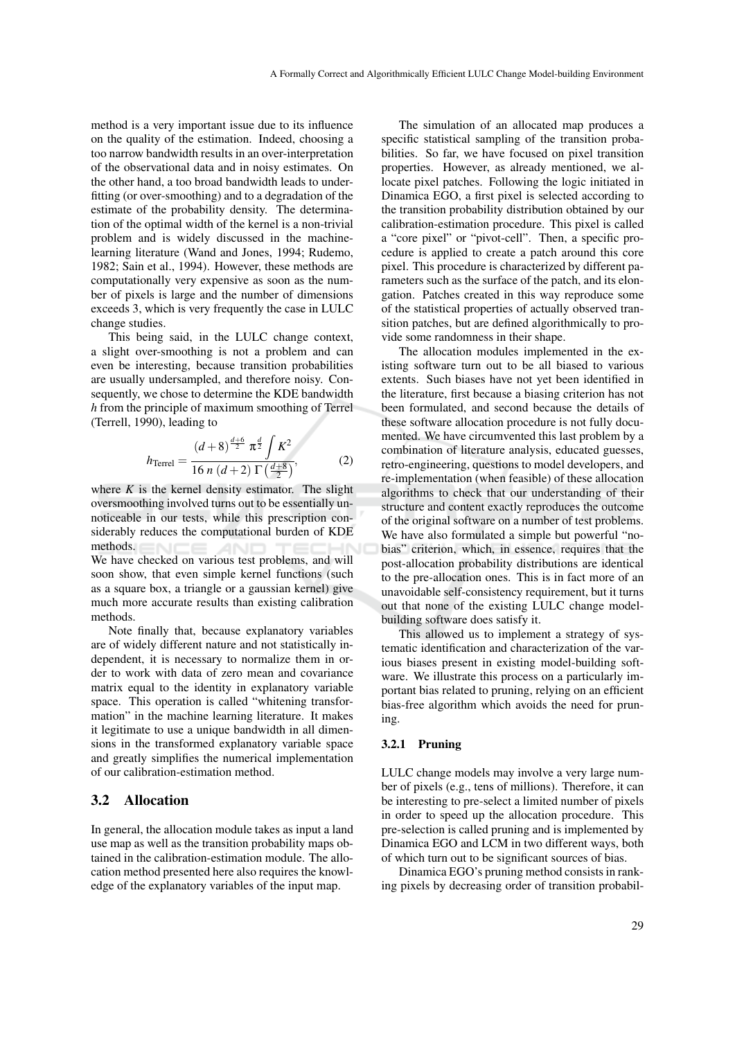method is a very important issue due to its influence on the quality of the estimation. Indeed, choosing a too narrow bandwidth results in an over-interpretation of the observational data and in noisy estimates. On the other hand, a too broad bandwidth leads to underfitting (or over-smoothing) and to a degradation of the estimate of the probability density. The determination of the optimal width of the kernel is a non-trivial problem and is widely discussed in the machine-learning literature (Wand and Jones, 1994; Rudemo, 1982; Sain et al., 1994). However, these methods are computationally very expensive as soon as the number of pixels is large and the number of dimensions exceeds 3, which is very frequently the case in LULC change studies.

This being said, in the LULC change context, a slight over-smoothing is not a problem and can even be interesting, because transition probabilities are usually undersampled, and therefore noisy. Consequently, we chose to determine the KDE bandwidth $h$ from the principle of maximum smoothing of Terrell (Terrell, 1990), leading to

$$h_{\text{Terrel}} = \frac{(d+8)^{\frac{d+6}{2}} \, \pi^{\frac{d}{2}} \int K^2}{16 \, n \, (d+2) \, \Gamma\left(\frac{d+8}{2}\right)}, \tag{2}$$

where $K$ is the kernel density estimator. The slight oversmoothing involved turns out to be essentially unnoticeable in our tests, while this prescription considerably reduces the computational burden of KDE methods.

We have checked on various test problems, and will soon show, that even simple kernel functions (such as a square box, a triangle or a gaussian kernel) give much more accurate results than existing calibration methods.

Note finally that, because explanatory variables are of widely different nature and not statistically independent, it is necessary to normalize them in order to work with data of zero mean and covariance matrix equal to the identity in explanatory variable space. This operation is called "whitening transformation" in the machine learning literature. It makes it legitimate to use a unique bandwidth in all dimensions in the transformed explanatory variable space and greatly simplifies the numerical implementation of our calibration-estimation method.

## 3.2 Allocation

In general, the allocation module takes as input a land use map as well as the transition probability maps obtained in the calibration-estimation module. The allocation method presented here also requires the knowledge of the explanatory variables of the input map.

The simulation of an allocated map produces a specific statistical sampling of the transition probabilities. So far, we have focused on pixel transition properties. However, as already mentioned, we allocate pixel patches. Following the logic initiated in Dinamica EGO, a first pixel is selected according to the transition probability distribution obtained by our calibration-estimation procedure. This pixel is called a "core pixel" or "pivot-cell". Then, a specific procedure is applied to create a patch around this core pixel. This procedure is characterized by different parameters such as the surface of the patch, and its elongation. Patches created in this way reproduce some of the statistical properties of actually observed transition patches, but are defined algorithmically to provide some randomness in their shape.

The allocation modules implemented in the existing software turn out to be all biased to various extents. Such biases have not yet been identified in the literature, first because a biasing criterion has not been formulated, and second because the details of these software allocation procedure is not fully documented. We have circumvented this last problem by a combination of literature analysis, educated guesses, retro-engineering, questions to model developers, and re-implementation (when feasible) of these allocation algorithms to check that our understanding of their structure and content exactly reproduces the outcome of the original software on a number of test problems. We have also formulated a simple but powerful "no-bias" criterion, which, in essence, requires that the post-allocation probability distributions are identical to the pre-allocation ones. This is in fact more of an unavoidable self-consistency requirement, but it turns out that none of the existing LULC change model-building software does satisfy it.

This allowed us to implement a strategy of systematic identification and characterization of the various biases present in existing model-building software. We illustrate this process on a particularly important bias related to pruning, relying on an efficient bias-free algorithm which avoids the need for pruning.

### 3.2.1 Pruning

LULC change models may involve a very large number of pixels (e.g., tens of millions). Therefore, it can be interesting to pre-select a limited number of pixels in order to speed up the allocation procedure. This pre-selection is called pruning and is implemented by Dinamica EGO and LCM in two different ways, both of which turn out to be significant sources of bias.

Dinamica EGO's pruning method consists in ranking pixels by decreasing order of transition probabil-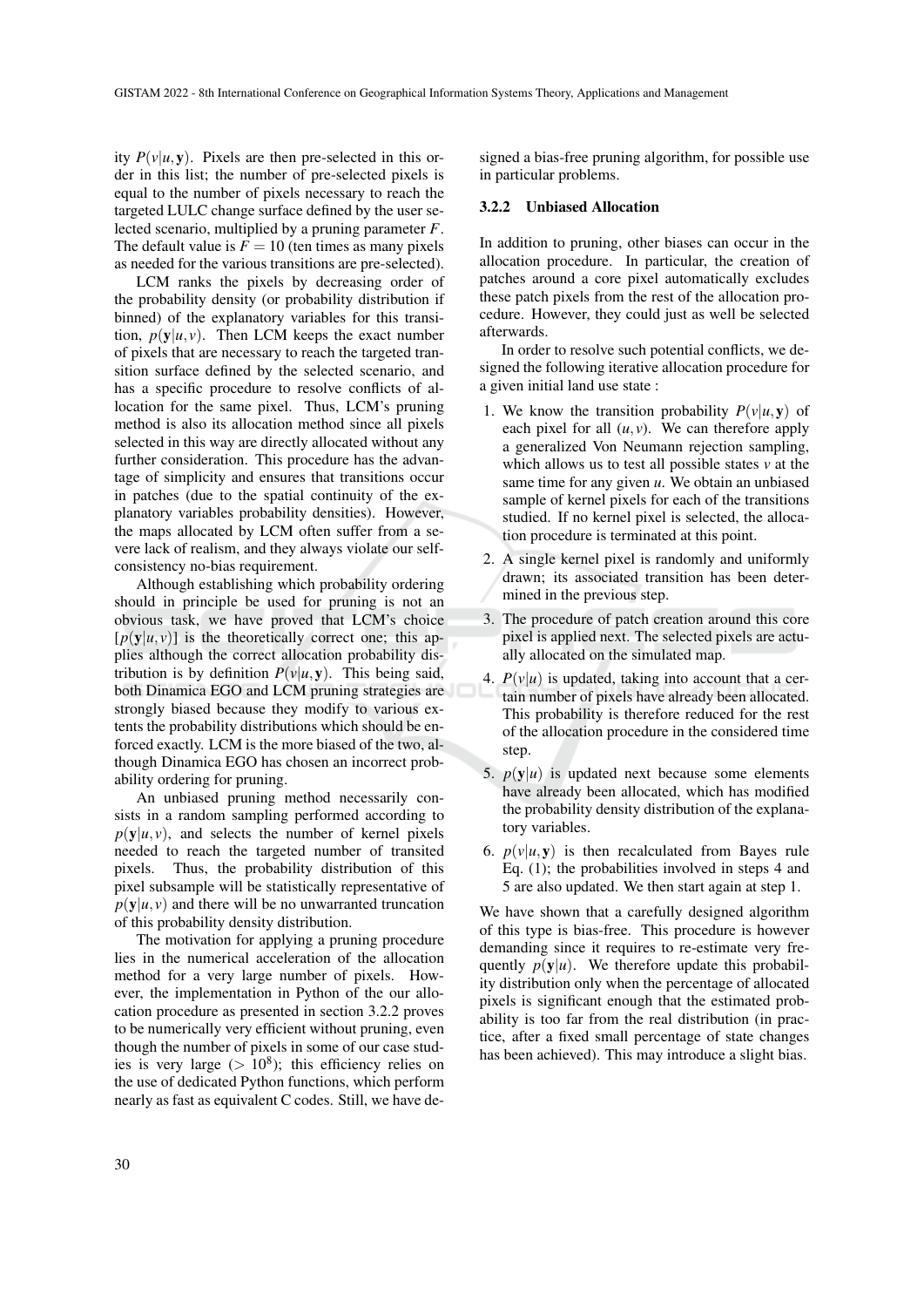ity $P(v|u,\mathbf{y})$. Pixels are then pre-selected in this order in this list; the number of pre-selected pixels is equal to the number of pixels necessary to reach the targeted LULC change surface defined by the user selected scenario, multiplied by a pruning parameter $F$. The default value is $F = 10$ (ten times as many pixels as needed for the various transitions are pre-selected).

LCM ranks the pixels by decreasing order of the probability density (or probability distribution if binned) of the explanatory variables for this transition, $p(\mathbf{y}|u,v)$. Then LCM keeps the exact number of pixels that are necessary to reach the targeted transition surface defined by the selected scenario, and has a specific procedure to resolve conflicts of allocation for the same pixel. Thus, LCM's pruning method is also its allocation method since all pixels selected in this way are directly allocated without any further consideration. This procedure has the advantage of simplicity and ensures that transitions occur in patches (due to the spatial continuity of the explanatory variables probability densities). However, the maps allocated by LCM often suffer from a severe lack of realism, and they always violate our self-consistency no-bias requirement.

Although establishing which probability ordering should in principle be used for pruning is not an obvious task, we have proved that LCM's choice $[p(\mathbf{y}|u,v)]$ is the theoretically correct one; this applies although the correct allocation probability distribution is by definition $P(v|u,\mathbf{y})$. This being said, both Dinamica EGO and LCM pruning strategies are strongly biased because they modify to various extents the probability distributions which should be enforced exactly. LCM is the more biased of the two, although Dinamica EGO has chosen an incorrect probability ordering for pruning.

An unbiased pruning method necessarily consists in a random sampling performed according to $p(\mathbf{y}|u,v)$, and selects the number of kernel pixels needed to reach the targeted number of transited pixels. Thus, the probability distribution of this pixel subsample will be statistically representative of $p(\mathbf{y}|u,v)$ and there will be no unwarranted truncation of this probability density distribution.

The motivation for applying a pruning procedure lies in the numerical acceleration of the allocation method for a very large number of pixels. However, the implementation in Python of the our allocation procedure as presented in section 3.2.2 proves to be numerically very efficient without pruning, even though the number of pixels in some of our case studies is very large ($> 10^8$); this efficiency relies on the use of dedicated Python functions, which perform nearly as fast as equivalent C codes. Still, we have designed a bias-free pruning algorithm, for possible use in particular problems.

### 3.2.2 Unbiased Allocation

In addition to pruning, other biases can occur in the allocation procedure. In particular, the creation of patches around a core pixel automatically excludes these patch pixels from the rest of the allocation procedure. However, they could just as well be selected afterwards.

In order to resolve such potential conflicts, we designed the following iterative allocation procedure for a given initial land use state :

1. We know the transition probability $P(v|u,\mathbf{y})$ of each pixel for all $(u,v)$. We can therefore apply a generalized Von Neumann rejection sampling, which allows us to test all possible states $v$ at the same time for any given $u$. We obtain an unbiased sample of kernel pixels for each of the transitions studied. If no kernel pixel is selected, the allocation procedure is terminated at this point.
2. A single kernel pixel is randomly and uniformly drawn; its associated transition has been determined in the previous step.
3. The procedure of patch creation around this core pixel is applied next. The selected pixels are actually allocated on the simulated map.
4. $P(v|u)$ is updated, taking into account that a certain number of pixels have already been allocated. This probability is therefore reduced for the rest of the allocation procedure in the considered time step.
5. $p(\mathbf{y}|u)$ is updated next because some elements have already been allocated, which has modified the probability density distribution of the explanatory variables.
6. $p(v|u,\mathbf{y})$ is then recalculated from Bayes rule Eq. (1); the probabilities involved in steps 4 and 5 are also updated. We then start again at step 1.

We have shown that a carefully designed algorithm of this type is bias-free. This procedure is however demanding since it requires to re-estimate very frequently $p(\mathbf{y}|u)$. We therefore update this probability distribution only when the percentage of allocated pixels is significant enough that the estimated probability is too far from the real distribution (in practice, after a fixed small percentage of state changes has been achieved). This may introduce a slight bias.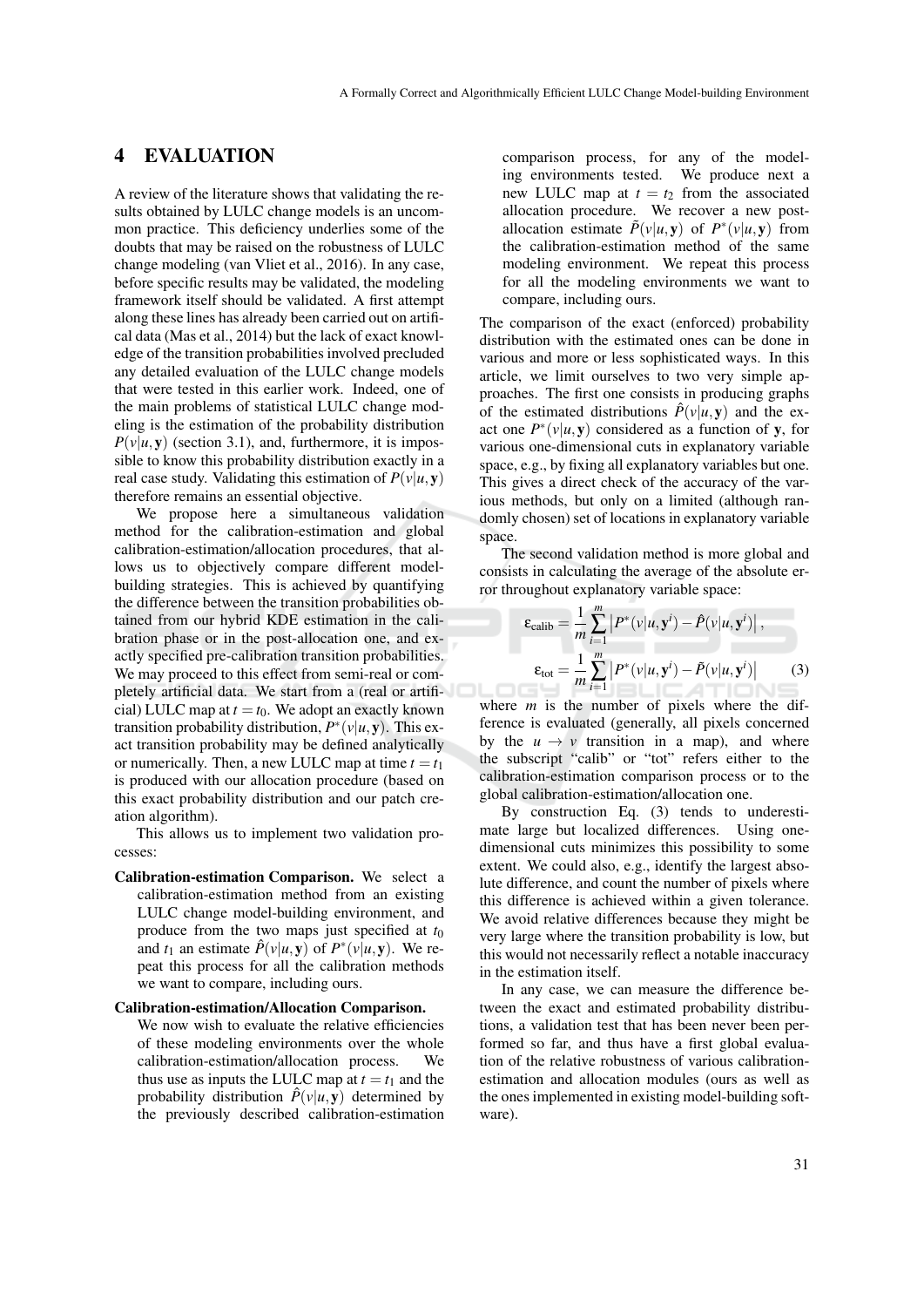## 4 EVALUATION

A review of the literature shows that validating the results obtained by LULC change models is an uncommon practice. This deficiency underlies some of the doubts that may be raised on the robustness of LULC change modeling (van Vliet et al., 2016). In any case, before specific results may be validated, the modeling framework itself should be validated. A first attempt along these lines has already been carried out on artifical data (Mas et al., 2014) but the lack of exact knowledge of the transition probabilities involved precluded any detailed evaluation of the LULC change models that were tested in this earlier work. Indeed, one of the main problems of statistical LULC change modeling is the estimation of the probability distribution $P(v|u,\mathbf{y})$ (section 3.1), and, furthermore, it is impossible to know this probability distribution exactly in a real case study. Validating this estimation of $P(v|u,\mathbf{y})$ therefore remains an essential objective.

We propose here a simultaneous validation method for the calibration-estimation and global calibration-estimation/allocation procedures, that allows us to objectively compare different model-building strategies. This is achieved by quantifying the difference between the transition probabilities obtained from our hybrid KDE estimation in the calibration phase or in the post-allocation one, and exactly specified pre-calibration transition probabilities. We may proceed to this effect from semi-real or completely artificial data. We start from a (real or artificial) LULC map at $t = t_0$. We adopt an exactly known transition probability distribution, $P^*(v|u,\mathbf{y})$. This exact transition probability may be defined analytically or numerically. Then, a new LULC map at time $t = t_1$ is produced with our allocation procedure (based on this exact probability distribution and our patch creation algorithm).

This allows us to implement two validation processes:

**Calibration-estimation Comparison.** We select a calibration-estimation method from an existing LULC change model-building environment, and produce from the two maps just specified at $t_0$ and $t_1$ an estimate $\hat{P}(v|u,\mathbf{y})$ of $P^*(v|u,\mathbf{y})$. We repeat this process for all the calibration methods we want to compare, including ours.

**Calibration-estimation/Allocation Comparison.** We now wish to evaluate the relative efficiencies of these modeling environments over the whole calibration-estimation/allocation process. We thus use as inputs the LULC map at $t = t_1$ and the probability distribution $\hat{P}(v|u,\mathbf{y})$ determined by the previously described calibration-estimation comparison process, for any of the modeling environments tested. We produce next a new LULC map at $t = t_2$ from the associated allocation procedure. We recover a new post-allocation estimate $\tilde{P}(v|u,\mathbf{y})$ of $P^*(v|u,\mathbf{y})$ from the calibration-estimation method of the same modeling environment. We repeat this process for all the modeling environments we want to compare, including ours.

The comparison of the exact (enforced) probability distribution with the estimated ones can be done in various and more or less sophisticated ways. In this article, we limit ourselves to two very simple approaches. The first one consists in producing graphs of the estimated distributions $\hat{P}(v|u,\mathbf{y})$ and the exact one $P^*(v|u,\mathbf{y})$ considered as a function of $\mathbf{y}$, for various one-dimensional cuts in explanatory variable space, e.g., by fixing all explanatory variables but one. This gives a direct check of the accuracy of the various methods, but only on a limited (although randomly chosen) set of locations in explanatory variable space.

The second validation method is more global and consists in calculating the average of the absolute error throughout explanatory variable space:

$$\varepsilon_{\text{calib}} = \frac{1}{m}\sum_{i=1}^{m}\left|P^*(v|u,\mathbf{y}^i) - \hat{P}(v|u,\mathbf{y}^i)\right|,$$

$$\varepsilon_{\text{tot}} = \frac{1}{m}\sum_{i=1}^{m}\left|P^*(v|u,\mathbf{y}^i) - \tilde{P}(v|u,\mathbf{y}^i)\right| \qquad (3)$$

where $m$ is the number of pixels where the difference is evaluated (generally, all pixels concerned by the $u \to v$ transition in a map), and where the subscript "calib" or "tot" refers either to the calibration-estimation comparison process or to the global calibration-estimation/allocation one.

By construction Eq. (3) tends to underestimate large but localized differences. Using one-dimensional cuts minimizes this possibility to some extent. We could also, e.g., identify the largest absolute difference, and count the number of pixels where this difference is achieved within a given tolerance. We avoid relative differences because they might be very large where the transition probability is low, but this would not necessarily reflect a notable inaccuracy in the estimation itself.

In any case, we can measure the difference between the exact and estimated probability distributions, a validation test that has been never been performed so far, and thus have a first global evaluation of the relative robustness of various calibration-estimation and allocation modules (ours as well as the ones implemented in existing model-building software).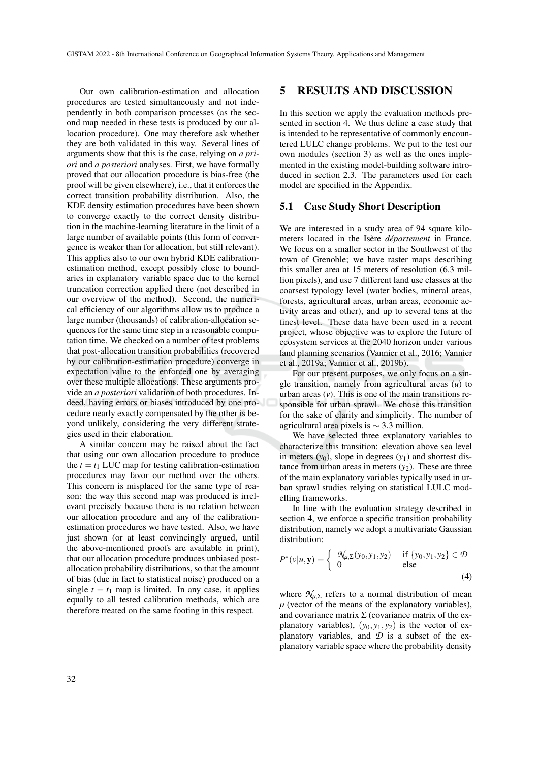Our own calibration-estimation and allocation procedures are tested simultaneously and not independently in both comparison processes (as the second map needed in these tests is produced by our allocation procedure). One may therefore ask whether they are both validated in this way. Several lines of arguments show that this is the case, relying on *a priori* and *a posteriori* analyses. First, we have formally proved that our allocation procedure is bias-free (the proof will be given elsewhere), i.e., that it enforces the correct transition probability distribution. Also, the KDE density estimation procedures have been shown to converge exactly to the correct density distribution in the machine-learning literature in the limit of a large number of available points (this form of convergence is weaker than for allocation, but still relevant). This applies also to our own hybrid KDE calibration-estimation method, except possibly close to boundaries in explanatory variable space due to the kernel truncation correction applied there (not described in our overview of the method). Second, the numerical efficiency of our algorithms allow us to produce a large number (thousands) of calibration-allocation sequences for the same time step in a reasonable computation time. We checked on a number of test problems that post-allocation transition probabilities (recovered by our calibration-estimation procedure) converge in expectation value to the enforced one by averaging over these multiple allocations. These arguments provide an *a posteriori* validation of both procedures. Indeed, having errors or biases introduced by one procedure nearly exactly compensated by the other is beyond unlikely, considering the very different strategies used in their elaboration.

A similar concern may be raised about the fact that using our own allocation procedure to produce the $t = t_1$ LUC map for testing calibration-estimation procedures may favor our method over the others. This concern is misplaced for the same type of reason: the way this second map was produced is irrelevant precisely because there is no relation between our allocation procedure and any of the calibration-estimation procedures we have tested. Also, we have just shown (or at least convincingly argued, until the above-mentioned proofs are available in print), that our allocation procedure produces unbiased post-allocation probability distributions, so that the amount of bias (due in fact to statistical noise) produced on a single $t = t_1$ map is limited. In any case, it applies equally to all tested calibration methods, which are therefore treated on the same footing in this respect.

# 5 RESULTS AND DISCUSSION

In this section we apply the evaluation methods presented in section 4. We thus define a case study that is intended to be representative of commonly encountered LULC change problems. We put to the test our own modules (section 3) as well as the ones implemented in the existing model-building software introduced in section 2.3. The parameters used for each model are specified in the Appendix.

## 5.1 Case Study Short Description

We are interested in a study area of 94 square kilometers located in the Isère *département* in France. We focus on a smaller sector in the Southwest of the town of Grenoble; we have raster maps describing this smaller area at 15 meters of resolution (6.3 million pixels), and use 7 different land use classes at the coarsest typology level (water bodies, mineral areas, forests, agricultural areas, urban areas, economic activity areas and other), and up to several tens at the finest level. These data have been used in a recent project, whose objective was to explore the future of ecosystem services at the 2040 horizon under various land planning scenarios (Vannier et al., 2016; Vannier et al., 2019a; Vannier et al., 2019b).

For our present purposes, we only focus on a single transition, namely from agricultural areas ($u$) to urban areas ($v$). This is one of the main transitions responsible for urban sprawl. We chose this transition for the sake of clarity and simplicity. The number of agricultural area pixels is $\sim 3.3$ million.

We have selected three explanatory variables to characterize this transition: elevation above sea level in meters ($y_0$), slope in degrees ($y_1$) and shortest distance from urban areas in meters ($y_2$). These are three of the main explanatory variables typically used in urban sprawl studies relying on statistical LULC modelling frameworks.

In line with the evaluation strategy described in section 4, we enforce a specific transition probability distribution, namely we adopt a multivariate Gaussian distribution:

$$P^*(v|u,\mathbf{y}) = \begin{cases} \mathcal{N}_{\mu,\Sigma}(y_0,y_1,y_2) & \text{if } \{y_0,y_1,y_2\} \in \mathcal{D} \\ 0 & \text{else} \end{cases} \tag{4}$$

where $\mathcal{N}_{\mu,\Sigma}$ refers to a normal distribution of mean $\mu$ (vector of the means of the explanatory variables), and covariance matrix $\Sigma$ (covariance matrix of the explanatory variables), $(y_0,y_1,y_2)$ is the vector of explanatory variables, and $\mathcal{D}$ is a subset of the explanatory variable space where the probability density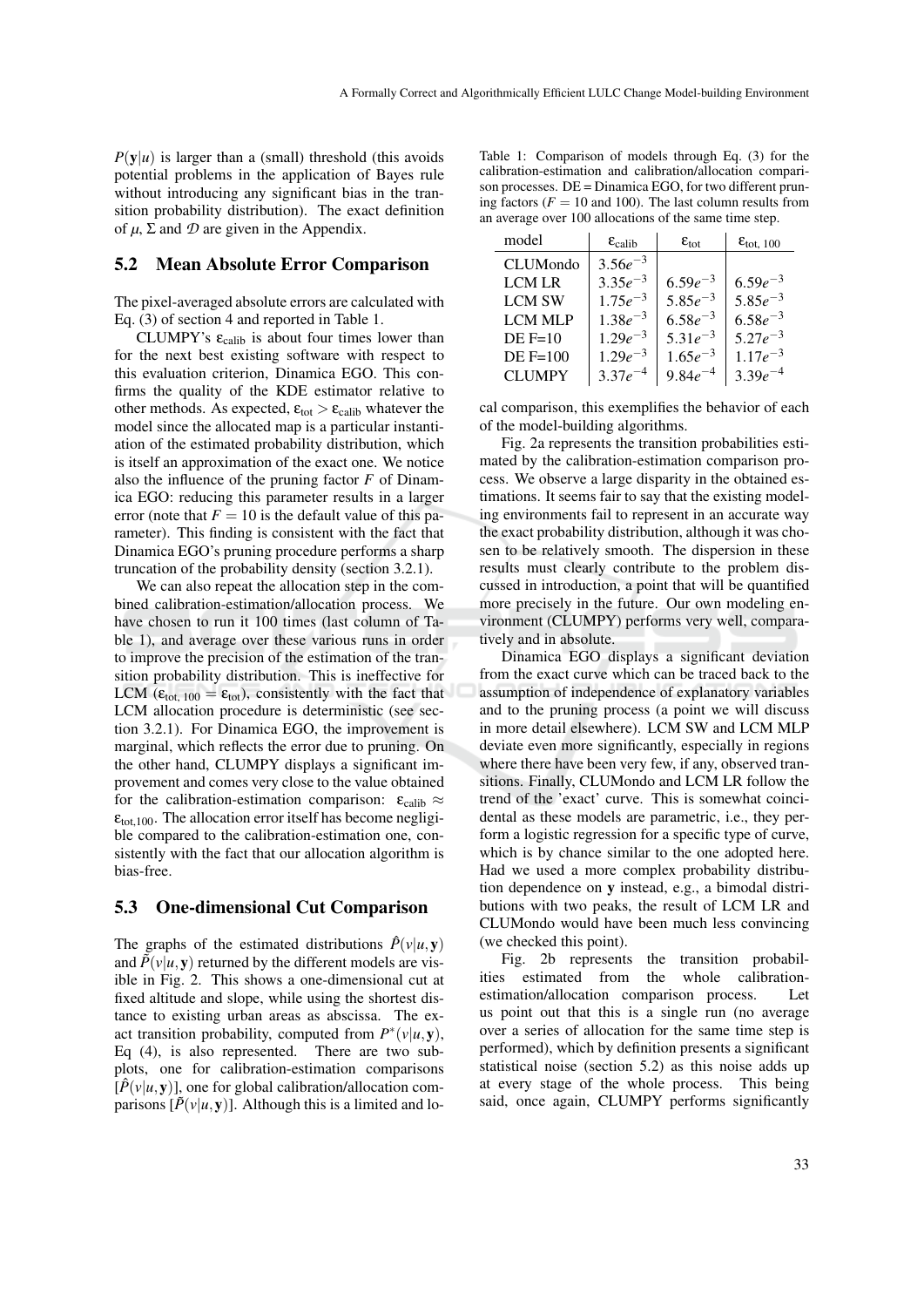$P(\mathbf{y}|u)$ is larger than a (small) threshold (this avoids potential problems in the application of Bayes rule without introducing any significant bias in the transition probability distribution). The exact definition of $\mu$, $\Sigma$ and $\mathcal{D}$ are given in the Appendix.

## 5.2 Mean Absolute Error Comparison

The pixel-averaged absolute errors are calculated with Eq. (3) of section 4 and reported in Table 1.

CLUMPY's $\varepsilon_{\text{calib}}$ is about four times lower than for the next best existing software with respect to this evaluation criterion, Dinamica EGO. This confirms the quality of the KDE estimator relative to other methods. As expected, $\varepsilon_{\text{tot}} > \varepsilon_{\text{calib}}$ whatever the model since the allocated map is a particular instantiation of the estimated probability distribution, which is itself an approximation of the exact one. We notice also the influence of the pruning factor $F$ of Dinamica EGO: reducing this parameter results in a larger error (note that $F = 10$ is the default value of this parameter). This finding is consistent with the fact that Dinamica EGO's pruning procedure performs a sharp truncation of the probability density (section 3.2.1).

We can also repeat the allocation step in the combined calibration-estimation/allocation process. We have chosen to run it 100 times (last column of Table 1), and average over these various runs in order to improve the precision of the estimation of the transition probability distribution. This is ineffective for LCM ($\varepsilon_{\text{tot, 100}} = \varepsilon_{\text{tot}}$), consistently with the fact that LCM allocation procedure is deterministic (see section 3.2.1). For Dinamica EGO, the improvement is marginal, which reflects the error due to pruning. On the other hand, CLUMPY displays a significant improvement and comes very close to the value obtained for the calibration-estimation comparison: $\varepsilon_{\text{calib}} \approx \varepsilon_{\text{tot,100}}$. The allocation error itself has become negligible compared to the calibration-estimation one, consistently with the fact that our allocation algorithm is bias-free.

Table 1: Comparison of models through Eq. (3) for the calibration-estimation and calibration/allocation comparison processes. DE = Dinamica EGO, for two different pruning factors ($F = 10$ and 100). The last column results from an average over 100 allocations of the same time step.

| model | $\varepsilon_{\text{calib}}$ | $\varepsilon_{\text{tot}}$ | $\varepsilon_{\text{tot, 100}}$ |
|---|---|---|---|
| CLUMondo | $3.56e^{-3}$ | | |
| LCM LR | $3.35e^{-3}$ | $6.59e^{-3}$ | $6.59e^{-3}$ |
| LCM SW | $1.75e^{-3}$ | $5.85e^{-3}$ | $5.85e^{-3}$ |
| LCM MLP | $1.38e^{-3}$ | $6.58e^{-3}$ | $6.58e^{-3}$ |
| DE F=10 | $1.29e^{-3}$ | $5.31e^{-3}$ | $5.27e^{-3}$ |
| DE F=100 | $1.29e^{-3}$ | $1.65e^{-3}$ | $1.17e^{-3}$ |
| CLUMPY | $3.37e^{-4}$ | $9.84e^{-4}$ | $3.39e^{-4}$ |

## 5.3 One-dimensional Cut Comparison

The graphs of the estimated distributions $\hat{P}(v|u,\mathbf{y})$ and $\tilde{P}(v|u,\mathbf{y})$ returned by the different models are visible in Fig. 2. This shows a one-dimensional cut at fixed altitude and slope, while using the shortest distance to existing urban areas as abscissa. The exact transition probability, computed from $P^*(v|u,\mathbf{y})$, Eq (4), is also represented. There are two subplots, one for calibration-estimation comparisons [$\hat{P}(v|u,\mathbf{y})$], one for global calibration/allocation comparisons [$\tilde{P}(v|u,\mathbf{y})$]. Although this is a limited and local comparison, this exemplifies the behavior of each of the model-building algorithms.

Fig. 2a represents the transition probabilities estimated by the calibration-estimation comparison process. We observe a large disparity in the obtained estimations. It seems fair to say that the existing modeling environments fail to represent in an accurate way the exact probability distribution, although it was chosen to be relatively smooth. The dispersion in these results must clearly contribute to the problem discussed in introduction, a point that will be quantified more precisely in the future. Our own modeling environment (CLUMPY) performs very well, comparatively and in absolute.

Dinamica EGO displays a significant deviation from the exact curve which can be traced back to the assumption of independence of explanatory variables and to the pruning process (a point we will discuss in more detail elsewhere). LCM SW and LCM MLP deviate even more significantly, especially in regions where there have been very few, if any, observed transitions. Finally, CLUMondo and LCM LR follow the trend of the 'exact' curve. This is somewhat coincidental as these models are parametric, i.e., they perform a logistic regression for a specific type of curve, which is by chance similar to the one adopted here. Had we used a more complex probability distribution dependence on $\mathbf{y}$ instead, e.g., a bimodal distributions with two peaks, the result of LCM LR and CLUMondo would have been much less convincing (we checked this point).

Fig. 2b represents the transition probabilities estimated from the whole calibration-estimation/allocation comparison process. Let us point out that this is a single run (no average over a series of allocation for the same time step is performed), which by definition presents a significant statistical noise (section 5.2) as this noise adds up at every stage of the whole process. This being said, once again, CLUMPY performs significantly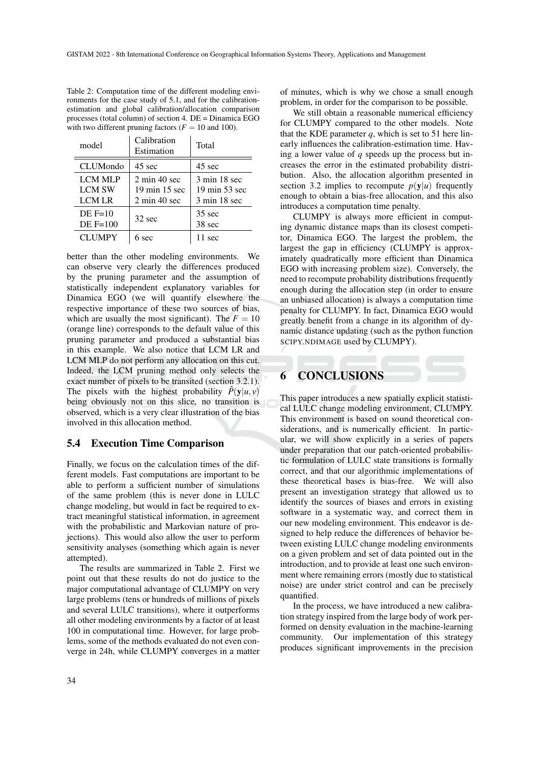Table 2: Computation time of the different modeling environments for the case study of 5.1, and for the calibration-estimation and global calibration/allocation comparison processes (total column) of section 4. DE = Dinamica EGO with two different pruning factors ($F = 10$ and 100).

| model | Calibration Estimation | Total |
|---|---|---|
| CLUMondo | 45 sec | 45 sec |
| LCM MLP | 2 min 40 sec | 3 min 18 sec |
| LCM SW | 19 min 15 sec | 19 min 53 sec |
| LCM LR | 2 min 40 sec | 3 min 18 sec |
| DE F=10 | 32 sec | 35 sec |
| DE F=100 | | 38 sec |
| CLUMPY | 6 sec | 11 sec |

better than the other modeling environments. We can observe very clearly the differences produced by the pruning parameter and the assumption of statistically independent explanatory variables for Dinamica EGO (we will quantify elsewhere the respective importance of these two sources of bias, which are usually the most significant). The $F = 10$ (orange line) corresponds to the default value of this pruning parameter and produced a substantial bias in this example. We also notice that LCM LR and LCM MLP do not perform any allocation on this cut. Indeed, the LCM pruning method only selects the exact number of pixels to be transited (section 3.2.1). The pixels with the highest probability $\hat{P}(\mathbf{y}|u,v)$ being obviously not on this slice, no transition is observed, which is a very clear illustration of the bias involved in this allocation method.

### 5.4 Execution Time Comparison

Finally, we focus on the calculation times of the different models. Fast computations are important to be able to perform a sufficient number of simulations of the same problem (this is never done in LULC change modeling, but would in fact be required to extract meaningful statistical information, in agreement with the probabilistic and Markovian nature of projections). This would also allow the user to perform sensitivity analyses (something which again is never attempted).

The results are summarized in Table 2. First we point out that these results do not do justice to the major computational advantage of CLUMPY on very large problems (tens or hundreds of millions of pixels and several LULC transitions), where it outperforms all other modeling environments by a factor of at least 100 in computational time. However, for large problems, some of the methods evaluated do not even converge in 24h, while CLUMPY converges in a matter of minutes, which is why we chose a small enough problem, in order for the comparison to be possible.

We still obtain a reasonable numerical efficiency for CLUMPY compared to the other models. Note that the KDE parameter $q$, which is set to 51 here linearly influences the calibration-estimation time. Having a lower value of $q$ speeds up the process but increases the error in the estimated probability distribution. Also, the allocation algorithm presented in section 3.2 implies to recompute $p(\mathbf{y}|u)$ frequently enough to obtain a bias-free allocation, and this also introduces a computation time penalty.

CLUMPY is always more efficient in computing dynamic distance maps than its closest competitor, Dinamica EGO. The largest the problem, the largest the gap in efficiency (CLUMPY is approximately quadratically more efficient than Dinamica EGO with increasing problem size). Conversely, the need to recompute probability distributions frequently enough during the allocation step (in order to ensure an unbiased allocation) is always a computation time penalty for CLUMPY. In fact, Dinamica EGO would greatly benefit from a change in its algorithm of dynamic distance updating (such as the python function SCIPY.NDIMAGE used by CLUMPY).

## 6 CONCLUSIONS

This paper introduces a new spatially explicit statistical LULC change modeling environment, CLUMPY. This environment is based on sound theoretical considerations, and is numerically efficient. In particular, we will show explicitly in a series of papers under preparation that our patch-oriented probabilistic formulation of LULC state transitions is formally correct, and that our algorithmic implementations of these theoretical bases is bias-free. We will also present an investigation strategy that allowed us to identify the sources of biases and errors in existing software in a systematic way, and correct them in our new modeling environment. This endeavor is designed to help reduce the differences of behavior between existing LULC change modeling environments on a given problem and set of data pointed out in the introduction, and to provide at least one such environment where remaining errors (mostly due to statistical noise) are under strict control and can be precisely quantified.

In the process, we have introduced a new calibration strategy inspired from the large body of work performed on density evaluation in the machine-learning community. Our implementation of this strategy produces significant improvements in the precision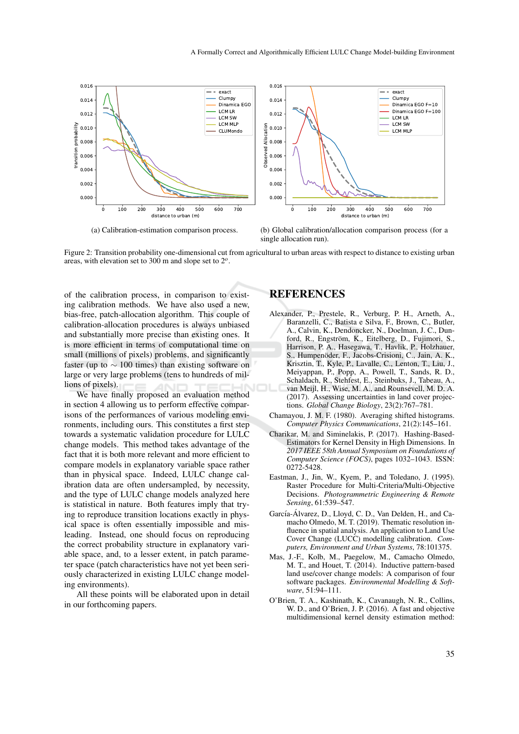(a) Calibration-estimation comparison process.

(b) Global calibration/allocation comparison process (for a single allocation run).

Figure 2: Transition probability one-dimensional cut from agricultural to urban areas with respect to distance to existing urban areas, with elevation set to 300 m and slope set to $2^o$.

of the calibration process, in comparison to existing calibration methods. We have also used a new, bias-free, patch-allocation algorithm. This couple of calibration-allocation procedures is always unbiased and substantially more precise than existing ones. It is more efficient in terms of computational time on small (millions of pixels) problems, and significantly faster (up to $\sim 100$ times) than existing software on large or very large problems (tens to hundreds of millions of pixels).

We have finally proposed an evaluation method in section 4 allowing us to perform effective comparisons of the performances of various modeling environments, including ours. This constitutes a first step towards a systematic validation procedure for LULC change models. This method takes advantage of the fact that it is both more relevant and more efficient to compare models in explanatory variable space rather than in physical space. Indeed, LULC change calibration data are often undersampled, by necessity, and the type of LULC change models analyzed here is statistical in nature. Both features imply that trying to reproduce transition locations exactly in physical space is often essentially impossible and misleading. Instead, one should focus on reproducing the correct probability structure in explanatory variable space, and, to a lesser extent, in patch parameter space (patch characteristics have not yet been seriously characterized in existing LULC change modeling environments).

All these points will be elaborated upon in detail in our forthcoming papers.

## REFERENCES

Alexander, P., Prestele, R., Verburg, P. H., Arneth, A., Baranzelli, C., Batista e Silva, F., Brown, C., Butler, A., Calvin, K., Dendoncker, N., Doelman, J. C., Dunford, R., Engström, K., Eitelberg, D., Fujimori, S., Harrison, P. A., Hasegawa, T., Havlik, P., Holzhauer, S., Humpenöder, F., Jacobs-Crisioni, C., Jain, A. K., Krisztin, T., Kyle, P., Lavalle, C., Lenton, T., Liu, J., Meiyappan, P., Popp, A., Powell, T., Sands, R. D., Schaldach, R., Stehfest, E., Steinbuks, J., Tabeau, A., van Meijl, H., Wise, M. A., and Rounsevell, M. D. A. (2017). Assessing uncertainties in land cover projections. *Global Change Biology*, 23(2):767–781.

Chamayou, J. M. F. (1980). Averaging shifted histograms. *Computer Physics Communications*, 21(2):145–161.

Charikar, M. and Siminelakis, P. (2017). Hashing-Based-Estimators for Kernel Density in High Dimensions. In *2017 IEEE 58th Annual Symposium on Foundations of Computer Science (FOCS)*, pages 1032–1043. ISSN: 0272-5428.

Eastman, J., Jin, W., Kyem, P., and Toledano, J. (1995). Raster Procedure for Multi-Criteria/Multi-Objective Decisions. *Photogrammetric Engineering & Remote Sensing*, 61:539–547.

García-Álvarez, D., Lloyd, C. D., Van Delden, H., and Camacho Olmedo, M. T. (2019). Thematic resolution influence in spatial analysis. An application to Land Use Cover Change (LUCC) modelling calibration. *Computers, Environment and Urban Systems*, 78:101375.

Mas, J.-F., Kolb, M., Paegelow, M., Camacho Olmedo, M. T., and Houet, T. (2014). Inductive pattern-based land use/cover change models: A comparison of four software packages. *Environmental Modelling & Software*, 51:94–111.

O'Brien, T. A., Kashinath, K., Cavanaugh, N. R., Collins, W. D., and O'Brien, J. P. (2016). A fast and objective multidimensional kernel density estimation method: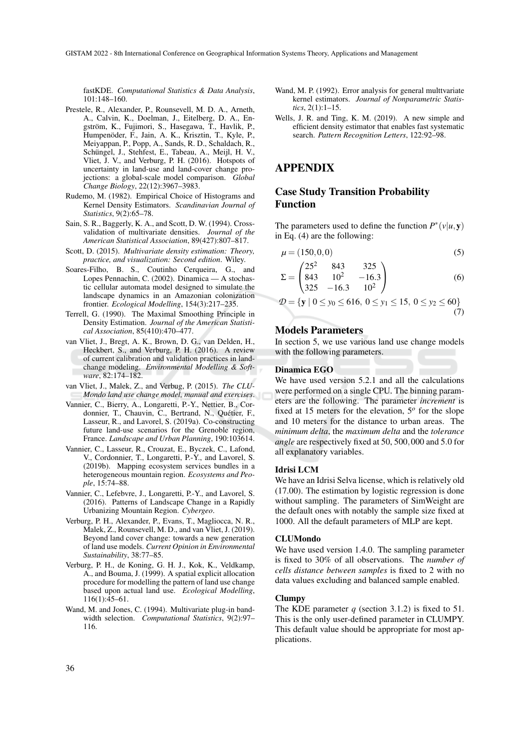fastKDE. *Computational Statistics & Data Analysis*, 101:148–160.

Prestele, R., Alexander, P., Rounsevell, M. D. A., Arneth, A., Calvin, K., Doelman, J., Eitelberg, D. A., Engström, K., Fujimori, S., Hasegawa, T., Havlik, P., Humpenöder, F., Jain, A. K., Krisztin, T., Kyle, P., Meiyappan, P., Popp, A., Sands, R. D., Schaldach, R., Schüngel, J., Stehfest, E., Tabeau, A., Meijl, H. V., Vliet, J. V., and Verburg, P. H. (2016). Hotspots of uncertainty in land-use and land-cover change projections: a global-scale model comparison. *Global Change Biology*, 22(12):3967–3983.

Rudemo, M. (1982). Empirical Choice of Histograms and Kernel Density Estimators. *Scandinavian Journal of Statistics*, 9(2):65–78.

Sain, S. R., Baggerly, K. A., and Scott, D. W. (1994). Cross-validation of multivariate densities. *Journal of the American Statistical Association*, 89(427):807–817.

Scott, D. (2015). *Multivariate density estimation: Theory, practice, and visualization: Second edition*. Wiley.

Soares-Filho, B. S., Coutinho Cerqueira, G., and Lopes Pennachin, C. (2002). Dinamica — A stochastic cellular automata model designed to simulate the landscape dynamics in an Amazonian colonization frontier. *Ecological Modelling*, 154(3):217–235.

Terrell, G. (1990). The Maximal Smoothing Principle in Density Estimation. *Journal of the American Statistical Association*, 85(410):470–477.

van Vliet, J., Bregt, A. K., Brown, D. G., van Delden, H., Heckbert, S., and Verburg, P. H. (2016). A review of current calibration and validation practices in land-change modeling. *Environmental Modelling & Software*, 82:174–182.

van Vliet, J., Malek, Z., and Verbug, P. (2015). *The CLU-Mondo land use change model, manual and exercises*.

Vannier, C., Bierry, A., Longaretti, P.-Y., Nettier, B., Cordonnier, T., Chauvin, C., Bertrand, N., Quétier, F., Lasseur, R., and Lavorel, S. (2019a). Co-constructing future land-use scenarios for the Grenoble region, France. *Landscape and Urban Planning*, 190:103614.

Vannier, C., Lasseur, R., Crouzat, E., Byczek, C., Lafond, V., Cordonnier, T., Longaretti, P.-Y., and Lavorel, S. (2019b). Mapping ecosystem services bundles in a heterogeneous mountain region. *Ecosystems and People*, 15:74–88.

Vannier, C., Lefebvre, J., Longaretti, P.-Y., and Lavorel, S. (2016). Patterns of Landscape Change in a Rapidly Urbanizing Mountain Region. *Cybergeo*.

Verburg, P. H., Alexander, P., Evans, T., Magliocca, N. R., Malek, Z., Rounsevell, M. D., and van Vliet, J. (2019). Beyond land cover change: towards a new generation of land use models. *Current Opinion in Environmental Sustainability*, 38:77–85.

Verburg, P. H., de Koning, G. H. J., Kok, K., Veldkamp, A., and Bouma, J. (1999). A spatial explicit allocation procedure for modelling the pattern of land use change based upon actual land use. *Ecological Modelling*, 116(1):45–61.

Wand, M. and Jones, C. (1994). Multivariate plug-in bandwidth selection. *Computational Statistics*, 9(2):97–116.

Wand, M. P. (1992). Error analysis for general multtvariate kernel estimators. *Journal of Nonparametric Statistics*, 2(1):1–15.

Wells, J. R. and Ting, K. M. (2019). A new simple and efficient density estimator that enables fast systematic search. *Pattern Recognition Letters*, 122:92–98.

# APPENDIX

## Case Study Transition Probability Function

The parameters used to define the function $P^*(v|u,\mathbf{y})$ in Eq. (4) are the following:

$$\mu = (150, 0, 0) \tag{5}$$

$$\Sigma = \begin{pmatrix} 25^2 & 843 & 325 \\ 843 & 10^2 & -16.3 \\ 325 & -16.3 & 10^2 \end{pmatrix} \tag{6}$$

$$\mathcal{D} = \{\mathbf{y} \mid 0 \leq y_0 \leq 616,\ 0 \leq y_1 \leq 15,\ 0 \leq y_2 \leq 60\} \tag{7}$$

## Models Parameters

In section 5, we use various land use change models with the following parameters.

### Dinamica EGO

We have used version 5.2.1 and all the calculations were performed on a single CPU. The binning parameters are the following. The parameter *increment* is fixed at 15 meters for the elevation, $5^o$ for the slope and 10 meters for the distance to urban areas. The *minimum delta*, the *maximum delta* and the *tolerance angle* are respectively fixed at 50, 500,000 and 5.0 for all explanatory variables.

### Idrisi LCM

We have an Idrisi Selva license, which is relatively old (17.00). The estimation by logistic regression is done without sampling. The parameters of SimWeight are the default ones with notably the sample size fixed at 1000. All the default parameters of MLP are kept.

### CLUMondo

We have used version 1.4.0. The sampling parameter is fixed to 30% of all observations. The *number of cells distance between samples* is fixed to 2 with no data values excluding and balanced sample enabled.

### Clumpy

The KDE parameter $q$ (section 3.1.2) is fixed to 51. This is the only user-defined parameter in CLUMPY. This default value should be appropriate for most applications.